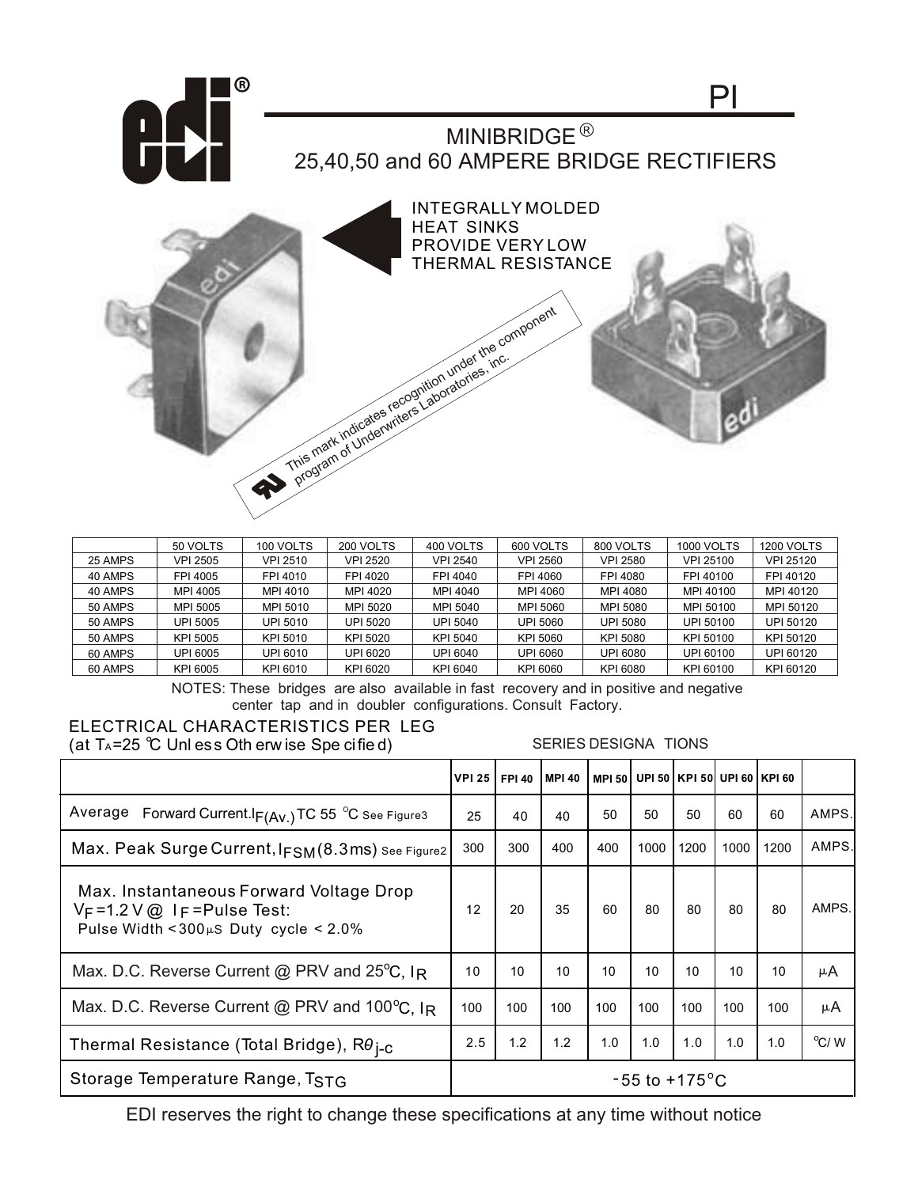# PI

## MINIBRIDGE®
## 25,40,50 and 60 AMPERE BRIDGE RECTIFIERS

INTEGRALLY MOLDED HEAT SINKS PROVIDE VERY LOW THERMAL RESISTANCE

This mark indicates recognition under the component program of Underwriters Laboratories, inc.

| | 50 VOLTS | 100 VOLTS | 200 VOLTS | 400 VOLTS | 600 VOLTS | 800 VOLTS | 1000 VOLTS | 1200 VOLTS |
|---|---|---|---|---|---|---|---|---|
| 25 AMPS | VPI 2505 | VPI 2510 | VPI 2520 | VPI 2540 | VPI 2560 | VPI 2580 | VPI 25100 | VPI 25120 |
| 40 AMPS | FPI 4005 | FPI 4010 | FPI 4020 | FPI 4040 | FPI 4060 | FPI 4080 | FPI 40100 | FPI 40120 |
| 40 AMPS | MPI 4005 | MPI 4010 | MPI 4020 | MPI 4040 | MPI 4060 | MPI 4080 | MPI 40100 | MPI 40120 |
| 50 AMPS | MPI 5005 | MPI 5010 | MPI 5020 | MPI 5040 | MPI 5060 | MPI 5080 | MPI 50100 | MPI 50120 |
| 50 AMPS | UPI 5005 | UPI 5010 | UPI 5020 | UPI 5040 | UPI 5060 | UPI 5080 | UPI 50100 | UPI 50120 |
| 50 AMPS | KPI 5005 | KPI 5010 | KPI 5020 | KPI 5040 | KPI 5060 | KPI 5080 | KPI 50100 | KPI 50120 |
| 60 AMPS | UPI 6005 | UPI 6010 | UPI 6020 | UPI 6040 | UPI 6060 | UPI 6080 | UPI 60100 | UPI 60120 |
| 60 AMPS | KPI 6005 | KPI 6010 | KPI 6020 | KPI 6040 | KPI 6060 | KPI 6080 | KPI 60100 | KPI 60120 |

NOTES: These bridges are also available in fast recovery and in positive and negative center tap and in doubler configurations. Consult Factory.

### ELECTRICAL CHARACTERISTICS PER LEG
(at $T_A$=25 °C Unless Otherwise Specified)

SERIES DESIGNATIONS

| | VPI 25 | FPI 40 | MPI 40 | MPI 50 | UPI 50 | KPI 50 | UPI 60 | KPI 60 | |
|---|---|---|---|---|---|---|---|---|---|
| Average Forward Current. $I_{F(Av.)}$ TC 55 °C See Figure3 | 25 | 40 | 40 | 50 | 50 | 50 | 60 | 60 | AMPS. |
| Max. Peak Surge Current, $I_{FSM}$ (8.3ms) See Figure2 | 300 | 300 | 400 | 400 | 1000 | 1200 | 1000 | 1200 | AMPS. |
| Max. Instantaneous Forward Voltage Drop $V_F$ =1.2 V @ $I_F$ =Pulse Test: Pulse Width < 300µS Duty cycle < 2.0% | 12 | 20 | 35 | 60 | 80 | 80 | 80 | 80 | AMPS. |
| Max. D.C. Reverse Current @ PRV and 25°C, $I_R$ | 10 | 10 | 10 | 10 | 10 | 10 | 10 | 10 | µA |
| Max. D.C. Reverse Current @ PRV and 100°C, $I_R$ | 100 | 100 | 100 | 100 | 100 | 100 | 100 | 100 | µA |
| Thermal Resistance (Total Bridge), $R\theta_{j-c}$ | 2.5 | 1.2 | 1.2 | 1.0 | 1.0 | 1.0 | 1.0 | 1.0 | °C/ W |
| Storage Temperature Range, $T_{STG}$ | -55 to +175°C | | | | | | | | |

EDI reserves the right to change these specifications at any time without notice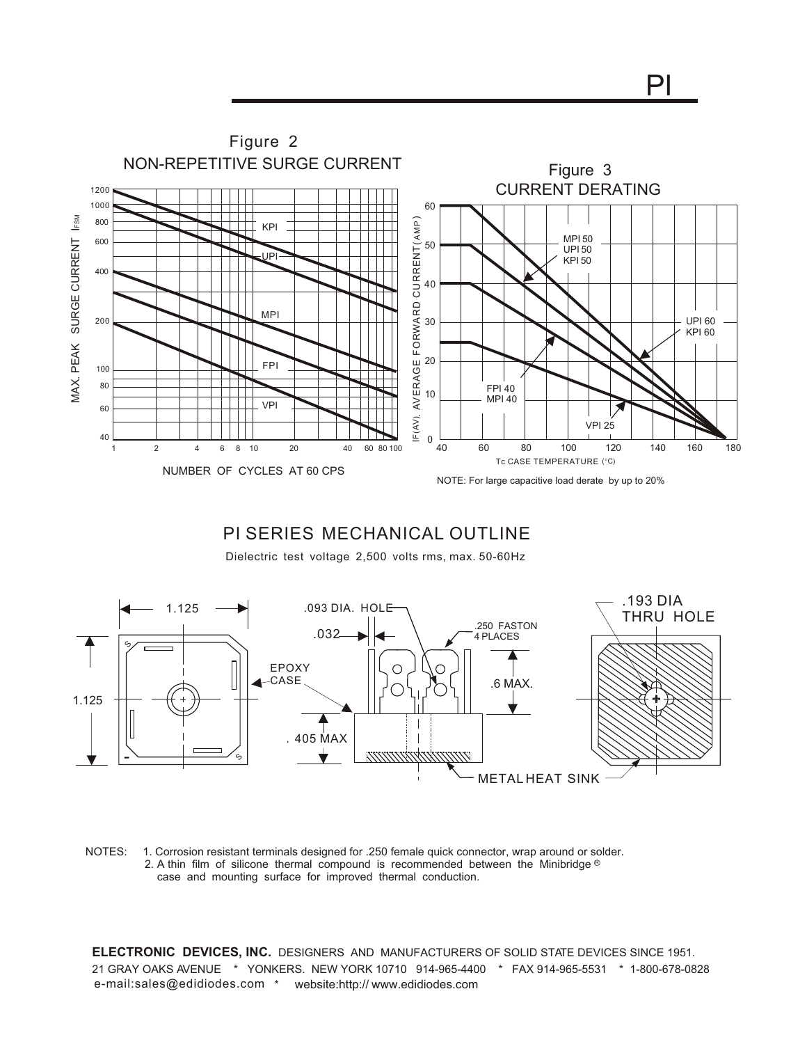## Figure 2
### NON-REPETITIVE SURGE CURRENT

MAX. PEAK SURGE CURRENT $I_{FSM}$

1200
1000
800
600
400
200
100
80
60
40

1 2 4 6 8 10 20 40 60 80 100

NUMBER OF CYCLES AT 60 CPS

KPI
UPI
MPI
FPI
VPI

## Figure 3
### CURRENT DERATING

$I_{F(AV)}$ AVERAGE FORWARD CURRENT (AMP)

60
50
40
30
20
10
0

40 60 80 100 120 140 160 180

$T_C$ CASE TEMPERATURE (°C)

MPI 50
UPI 50
KPI 50

UPI 60
KPI 60

FPI 40
MPI 40

VPI 25

NOTE: For large capacitive load derate by up to 20%

## PI SERIES MECHANICAL OUTLINE

Dielectric test voltage 2,500 volts rms, max. 50-60Hz

1.125
1.125
.093 DIA. HOLE
.032
.250 FASTON
4 PLACES
EPOXY
CASE
.6 MAX.
.405 MAX
METAL HEAT SINK
.193 DIA
THRU HOLE

NOTES:
1. Corrosion resistant terminals designed for .250 female quick connector, wrap around or solder.
2. A thin film of silicone thermal compound is recommended between the Minibridge® case and mounting surface for improved thermal conduction.

**ELECTRONIC DEVICES, INC.** DESIGNERS AND MANUFACTURERS OF SOLID STATE DEVICES SINCE 1951.
21 GRAY OAKS AVENUE * YONKERS. NEW YORK 10710 914-965-4400 * FAX 914-965-5531 * 1-800-678-0828
e-mail:sales@edidiodes.com * website:http:// www.edidiodes.com